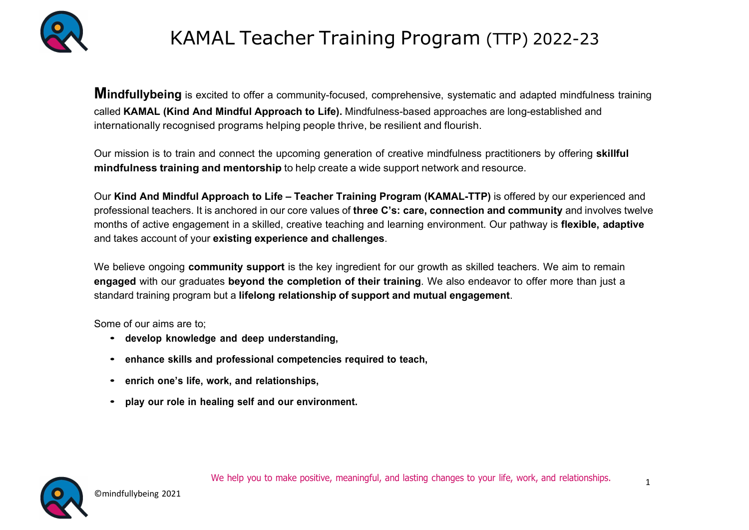# KAMAL Teacher Training Program (TTP) 2022-23

**Mindfullybeing** is excited to offer a community-focused, comprehensive, systematic and adapted mindfulness training called **KAMAL (Kind And Mindful Approach to Life).** Mindfulness-based approaches are long-established and internationally recognised programs helping people thrive, be resilient and flourish.

Our mission is to train and connect the upcoming generation of creative mindfulness practitioners by offering **skillful mindfulness training and mentorship** to help create a wide support network and resource.

Our **Kind And Mindful Approach to Life – Teacher Training Program (KAMAL-TTP)** is offered by our experienced and professional teachers. It is anchored in our core values of **three C's: care, connection and community** and involves twelve months of active engagement in a skilled, creative teaching and learning environment. Our pathway is **flexible, adaptive** and takes account of your **existing experience and challenges**.

We believe ongoing **community support** is the key ingredient for our growth as skilled teachers. We aim to remain **engaged** with our graduates **beyond the completion of their training**. We also endeavor to offer more than just a standard training program but a **lifelong relationship of support and mutual engagement**.

Some of our aims are to;

- **develop knowledge and deep understanding,**
- **enhance skills and professional competencies required to teach,**
- **enrich one's life, work, and relationships,**
- **play our role in healing self and our environment.**

We help you to make positive, meaningful, and lasting changes to your life, work, and relationships.

©mindfullybeing 2021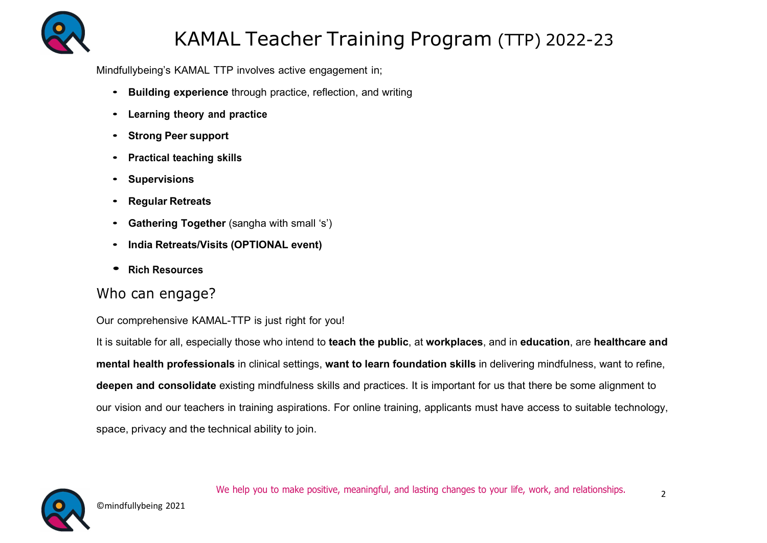# KAMAL Teacher Training Program (TTP) 2022-23

Mindfullybeing's KAMAL TTP involves active engagement in;

- **Building experience** through practice, reflection, and writing
- **Learning theory and practice**
- **Strong Peer support**
- **Practical teaching skills**
- **Supervisions**
- **Regular Retreats**
- **Gathering Together** (sangha with small 's')
- **India Retreats/Visits (OPTIONAL event)**
- **Rich Resources**

## Who can engage?

Our comprehensive KAMAL-TTP is just right for you!

It is suitable for all, especially those who intend to **teach the public**, at **workplaces**, and in **education**, are **healthcare and mental health professionals** in clinical settings, **want to learn foundation skills** in delivering mindfulness, want to refine, **deepen and consolidate** existing mindfulness skills and practices. It is important for us that there be some alignment to our vision and our teachers in training aspirations. For online training, applicants must have access to suitable technology, space, privacy and the technical ability to join.

We help you to make positive, meaningful, and lasting changes to your life, work, and relationships.

©mindfullybeing 2021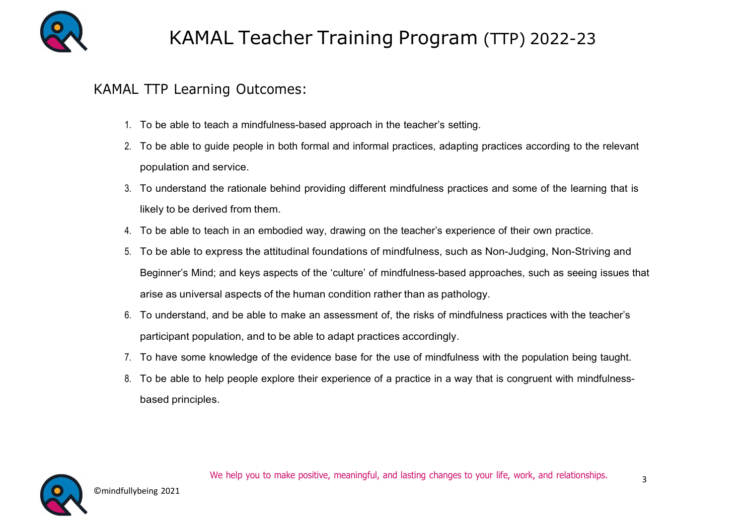# KAMAL Teacher Training Program (TTP) 2022-23

## KAMAL TTP Learning Outcomes:

1. To be able to teach a mindfulness-based approach in the teacher's setting.
2. To be able to guide people in both formal and informal practices, adapting practices according to the relevant population and service.
3. To understand the rationale behind providing different mindfulness practices and some of the learning that is likely to be derived from them.
4. To be able to teach in an embodied way, drawing on the teacher's experience of their own practice.
5. To be able to express the attitudinal foundations of mindfulness, such as Non-Judging, Non-Striving and Beginner's Mind; and keys aspects of the 'culture' of mindfulness-based approaches, such as seeing issues that arise as universal aspects of the human condition rather than as pathology.
6. To understand, and be able to make an assessment of, the risks of mindfulness practices with the teacher's participant population, and to be able to adapt practices accordingly.
7. To have some knowledge of the evidence base for the use of mindfulness with the population being taught.
8. To be able to help people explore their experience of a practice in a way that is congruent with mindfulness-based principles.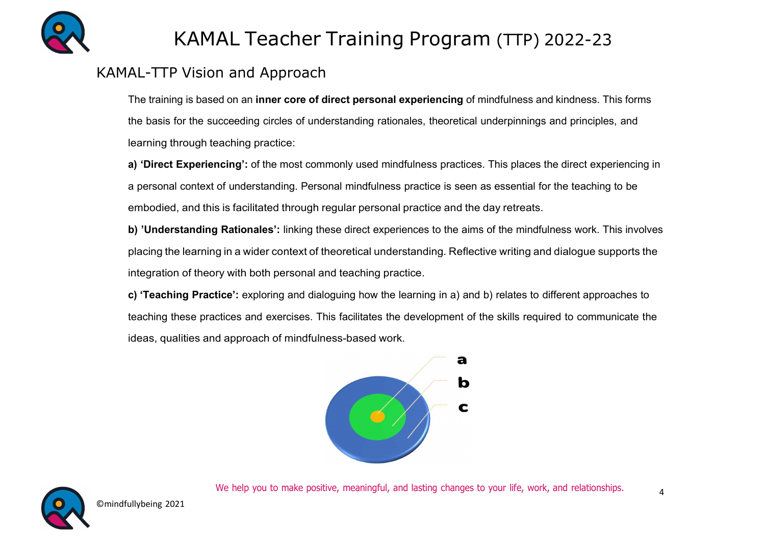# KAMAL Teacher Training Program (TTP) 2022-23

## KAMAL-TTP Vision and Approach

The training is based on an **inner core of direct personal experiencing** of mindfulness and kindness. This forms the basis for the succeeding circles of understanding rationales, theoretical underpinnings and principles, and learning through teaching practice:

**a) 'Direct Experiencing':** of the most commonly used mindfulness practices. This places the direct experiencing in a personal context of understanding. Personal mindfulness practice is seen as essential for the teaching to be embodied, and this is facilitated through regular personal practice and the day retreats.

**b) 'Understanding Rationales':** linking these direct experiences to the aims of the mindfulness work. This involves placing the learning in a wider context of theoretical understanding. Reflective writing and dialogue supports the integration of theory with both personal and teaching practice.

**c) 'Teaching Practice':** exploring and dialoguing how the learning in a) and b) relates to different approaches to teaching these practices and exercises. This facilitates the development of the skills required to communicate the ideas, qualities and approach of mindfulness-based work.

a

b

c

We help you to make positive, meaningful, and lasting changes to your life, work, and relationships.

©mindfullybeing 2021